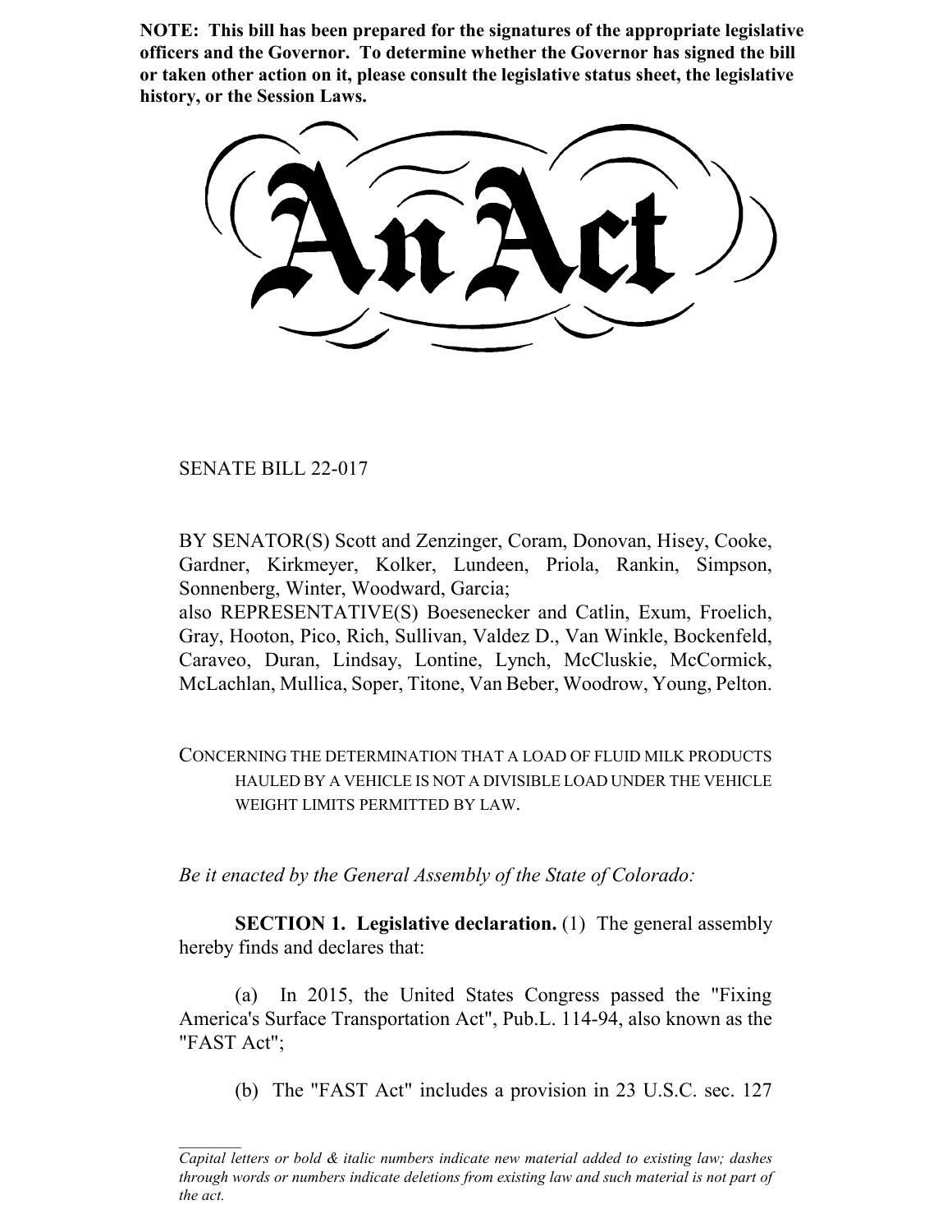**NOTE: This bill has been prepared for the signatures of the appropriate legislative officers and the Governor. To determine whether the Governor has signed the bill or taken other action on it, please consult the legislative status sheet, the legislative history, or the Session Laws.**

# An Act

SENATE BILL 22-017

BY SENATOR(S) Scott and Zenzinger, Coram, Donovan, Hisey, Cooke, Gardner, Kirkmeyer, Kolker, Lundeen, Priola, Rankin, Simpson, Sonnenberg, Winter, Woodward, Garcia;
also REPRESENTATIVE(S) Boesenecker and Catlin, Exum, Froelich, Gray, Hooton, Pico, Rich, Sullivan, Valdez D., Van Winkle, Bockenfeld, Caraveo, Duran, Lindsay, Lontine, Lynch, McCluskie, McCormick, McLachlan, Mullica, Soper, Titone, Van Beber, Woodrow, Young, Pelton.

CONCERNING THE DETERMINATION THAT A LOAD OF FLUID MILK PRODUCTS HAULED BY A VEHICLE IS NOT A DIVISIBLE LOAD UNDER THE VEHICLE WEIGHT LIMITS PERMITTED BY LAW.

*Be it enacted by the General Assembly of the State of Colorado:*

**SECTION 1. Legislative declaration.** (1) The general assembly hereby finds and declares that:

(a) In 2015, the United States Congress passed the "Fixing America's Surface Transportation Act", Pub.L. 114-94, also known as the "FAST Act";

(b) The "FAST Act" includes a provision in 23 U.S.C. sec. 127

*Capital letters or bold & italic numbers indicate new material added to existing law; dashes through words or numbers indicate deletions from existing law and such material is not part of the act.*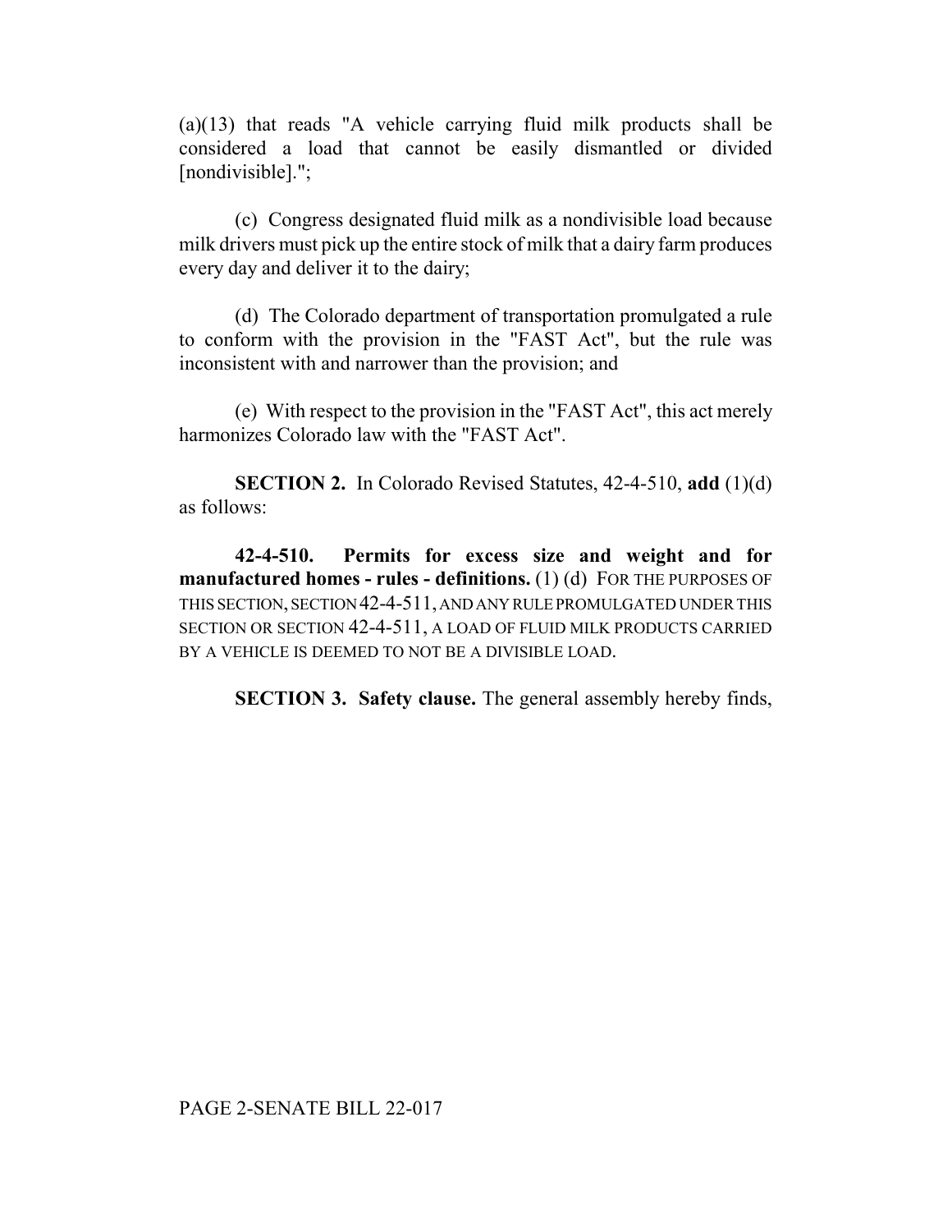(a)(13) that reads "A vehicle carrying fluid milk products shall be considered a load that cannot be easily dismantled or divided [nondivisible].";

(c) Congress designated fluid milk as a nondivisible load because milk drivers must pick up the entire stock of milk that a dairy farm produces every day and deliver it to the dairy;

(d) The Colorado department of transportation promulgated a rule to conform with the provision in the "FAST Act", but the rule was inconsistent with and narrower than the provision; and

(e) With respect to the provision in the "FAST Act", this act merely harmonizes Colorado law with the "FAST Act".

**SECTION 2.** In Colorado Revised Statutes, 42-4-510, **add** (1)(d) as follows:

**42-4-510. Permits for excess size and weight and for manufactured homes - rules - definitions.** (1) (d) FOR THE PURPOSES OF THIS SECTION, SECTION 42-4-511, AND ANY RULE PROMULGATED UNDER THIS SECTION OR SECTION 42-4-511, A LOAD OF FLUID MILK PRODUCTS CARRIED BY A VEHICLE IS DEEMED TO NOT BE A DIVISIBLE LOAD.

**SECTION 3. Safety clause.** The general assembly hereby finds,

PAGE 2-SENATE BILL 22-017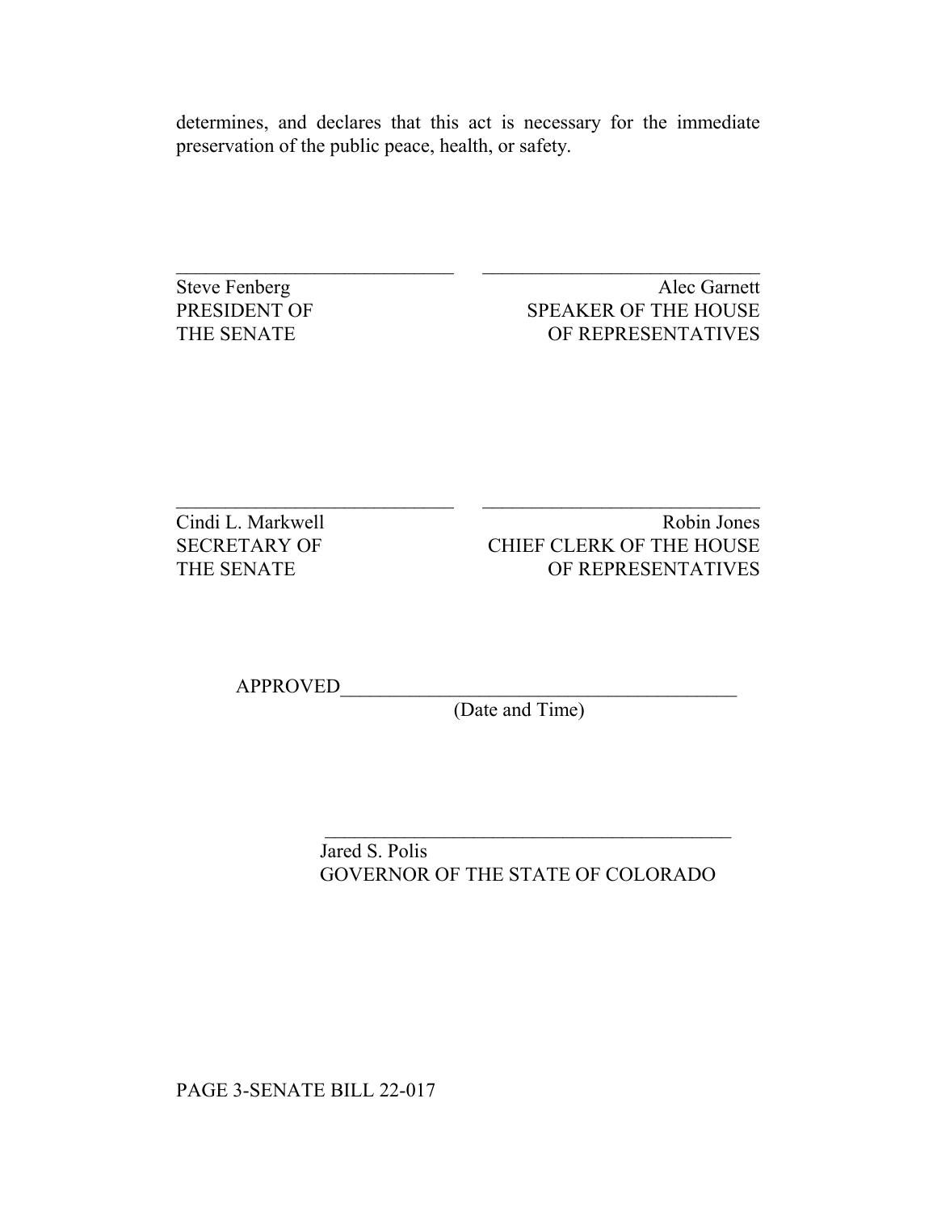determines, and declares that this act is necessary for the immediate preservation of the public peace, health, or safety.

____________________________ ____________________________

Steve Fenberg
PRESIDENT OF
THE SENATE

Alec Garnett
SPEAKER OF THE HOUSE
OF REPRESENTATIVES

____________________________ ____________________________

Cindi L. Markwell
SECRETARY OF
THE SENATE

Robin Jones
CHIEF CLERK OF THE HOUSE
OF REPRESENTATIVES

APPROVED________________________________________
(Date and Time)

_________________________________________

Jared S. Polis
GOVERNOR OF THE STATE OF COLORADO

PAGE 3-SENATE BILL 22-017